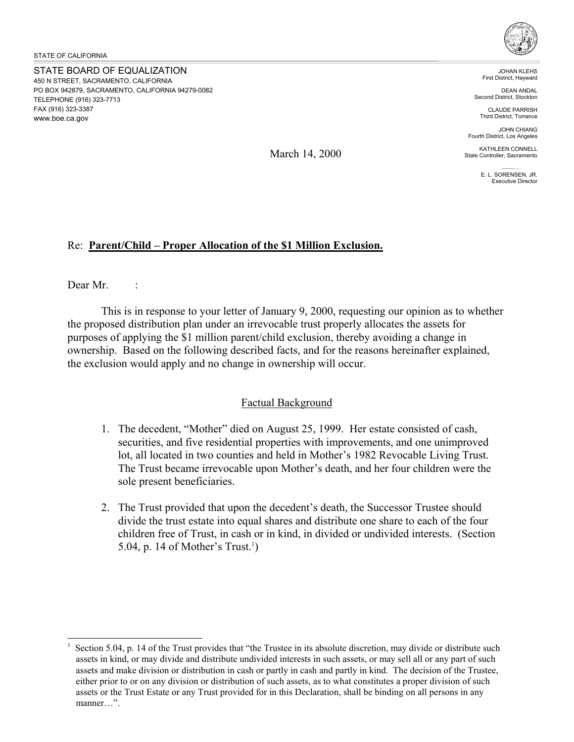STATE OF CALIFORNIA

STATE BOARD OF EQUALIZATION
450 N STREET, SACRAMENTO, CALIFORNIA
PO BOX 942879, SACRAMENTO, CALIFORNIA 94279-0082
TELEPHONE (916) 323-7713
FAX (916) 323-3387
www.boe.ca.gov

JOHAN KLEHS
First District, Hayward

DEAN ANDAL
Second District, Stockton

CLAUDE PARRISH
Third District, Torrance

JOHN CHIANG
Fourth District, Los Angeles

KATHLEEN CONNELL
State Controller, Sacramento

E. L. SORENSEN, JR.
Executive Director

March 14, 2000

Re: **Parent/Child – Proper Allocation of the $1 Million Exclusion.**

Dear Mr. :

This is in response to your letter of January 9, 2000, requesting our opinion as to whether the proposed distribution plan under an irrevocable trust properly allocates the assets for purposes of applying the $1 million parent/child exclusion, thereby avoiding a change in ownership. Based on the following described facts, and for the reasons hereinafter explained, the exclusion would apply and no change in ownership will occur.

## Factual Background

1. The decedent, "Mother" died on August 25, 1999. Her estate consisted of cash, securities, and five residential properties with improvements, and one unimproved lot, all located in two counties and held in Mother's 1982 Revocable Living Trust. The Trust became irrevocable upon Mother's death, and her four children were the sole present beneficiaries.

2. The Trust provided that upon the decedent's death, the Successor Trustee should divide the trust estate into equal shares and distribute one share to each of the four children free of Trust, in cash or in kind, in divided or undivided interests. (Section 5.04, p. 14 of Mother's Trust.[1])

[1] Section 5.04, p. 14 of the Trust provides that "the Trustee in its absolute discretion, may divide or distribute such assets in kind, or may divide and distribute undivided interests in such assets, or may sell all or any part of such assets and make division or distribution in cash or partly in cash and partly in kind. The decision of the Trustee, either prior to or on any division or distribution of such assets, as to what constitutes a proper division of such assets or the Trust Estate or any Trust provided for in this Declaration, shall be binding on all persons in any manner…".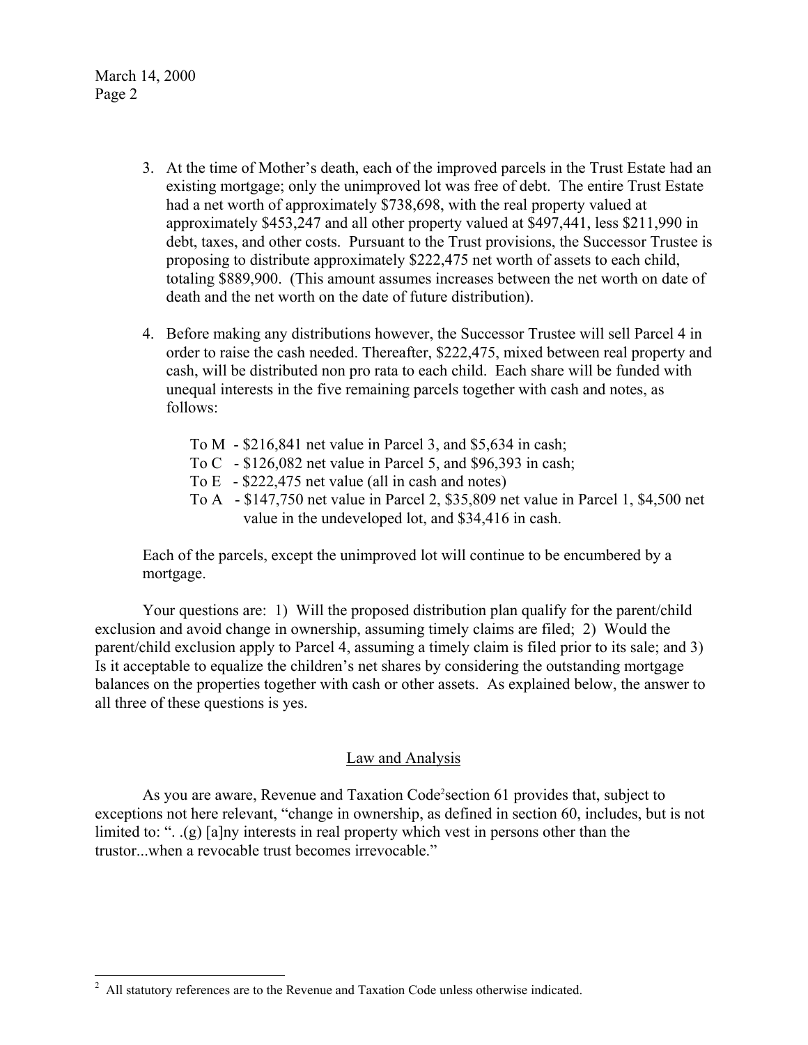3. At the time of Mother's death, each of the improved parcels in the Trust Estate had an existing mortgage; only the unimproved lot was free of debt. The entire Trust Estate had a net worth of approximately $738,698, with the real property valued at approximately $453,247 and all other property valued at $497,441, less $211,990 in debt, taxes, and other costs. Pursuant to the Trust provisions, the Successor Trustee is proposing to distribute approximately $222,475 net worth of assets to each child, totaling $889,900. (This amount assumes increases between the net worth on date of death and the net worth on the date of future distribution).

4. Before making any distributions however, the Successor Trustee will sell Parcel 4 in order to raise the cash needed. Thereafter, $222,475, mixed between real property and cash, will be distributed non pro rata to each child. Each share will be funded with unequal interests in the five remaining parcels together with cash and notes, as follows:

   To M - $216,841 net value in Parcel 3, and $5,634 in cash;
   To C - $126,082 net value in Parcel 5, and $96,393 in cash;
   To E - $222,475 net value (all in cash and notes)
   To A - $147,750 net value in Parcel 2, $35,809 net value in Parcel 1, $4,500 net value in the undeveloped lot, and $34,416 in cash.

Each of the parcels, except the unimproved lot will continue to be encumbered by a mortgage.

Your questions are: 1) Will the proposed distribution plan qualify for the parent/child exclusion and avoid change in ownership, assuming timely claims are filed; 2) Would the parent/child exclusion apply to Parcel 4, assuming a timely claim is filed prior to its sale; and 3) Is it acceptable to equalize the children's net shares by considering the outstanding mortgage balances on the properties together with cash or other assets. As explained below, the answer to all three of these questions is yes.

## Law and Analysis

As you are aware, Revenue and Taxation Code[2] section 61 provides that, subject to exceptions not here relevant, "change in ownership, as defined in section 60, includes, but is not limited to: ". .(g) [a]ny interests in real property which vest in persons other than the trustor...when a revocable trust becomes irrevocable."

---

[2] All statutory references are to the Revenue and Taxation Code unless otherwise indicated.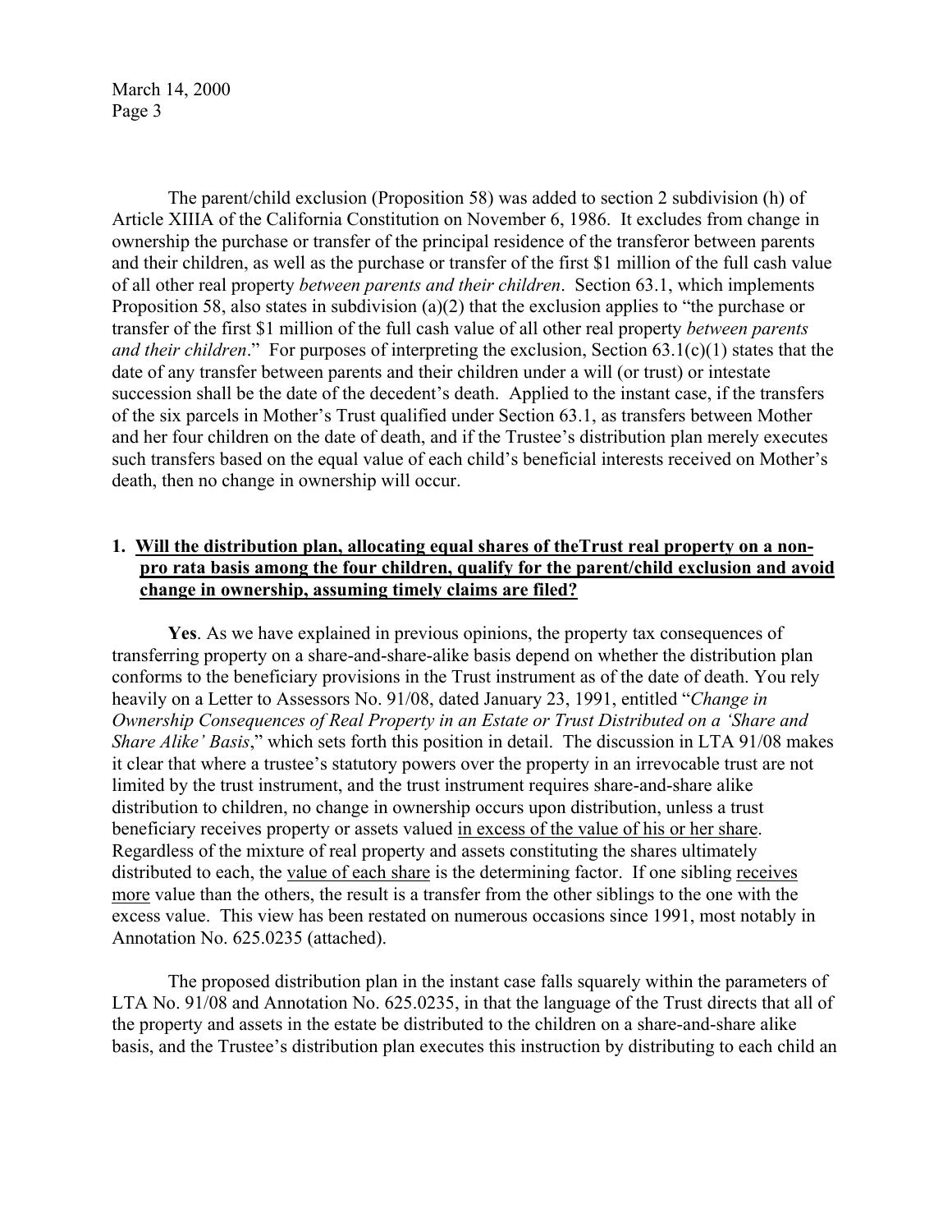The parent/child exclusion (Proposition 58) was added to section 2 subdivision (h) of Article XIIIA of the California Constitution on November 6, 1986. It excludes from change in ownership the purchase or transfer of the principal residence of the transferor between parents and their children, as well as the purchase or transfer of the first $1 million of the full cash value of all other real property *between parents and their children*. Section 63.1, which implements Proposition 58, also states in subdivision (a)(2) that the exclusion applies to "the purchase or transfer of the first $1 million of the full cash value of all other real property *between parents and their children*." For purposes of interpreting the exclusion, Section 63.1(c)(1) states that the date of any transfer between parents and their children under a will (or trust) or intestate succession shall be the date of the decedent's death. Applied to the instant case, if the transfers of the six parcels in Mother's Trust qualified under Section 63.1, as transfers between Mother and her four children on the date of death, and if the Trustee's distribution plan merely executes such transfers based on the equal value of each child's beneficial interests received on Mother's death, then no change in ownership will occur.

**1. <u>Will the distribution plan, allocating equal shares of theTrust real property on a non-pro rata basis among the four children, qualify for the parent/child exclusion and avoid change in ownership, assuming timely claims are filed?</u>**

**Yes**. As we have explained in previous opinions, the property tax consequences of transferring property on a share-and-share-alike basis depend on whether the distribution plan conforms to the beneficiary provisions in the Trust instrument as of the date of death. You rely heavily on a Letter to Assessors No. 91/08, dated January 23, 1991, entitled "*Change in Ownership Consequences of Real Property in an Estate or Trust Distributed on a 'Share and Share Alike' Basis*," which sets forth this position in detail. The discussion in LTA 91/08 makes it clear that where a trustee's statutory powers over the property in an irrevocable trust are not limited by the trust instrument, and the trust instrument requires share-and-share alike distribution to children, no change in ownership occurs upon distribution, unless a trust beneficiary receives property or assets valued <u>in excess of the value of his or her share</u>. Regardless of the mixture of real property and assets constituting the shares ultimately distributed to each, the <u>value of each share</u> is the determining factor. If one sibling <u>receives more</u> value than the others, the result is a transfer from the other siblings to the one with the excess value. This view has been restated on numerous occasions since 1991, most notably in Annotation No. 625.0235 (attached).

The proposed distribution plan in the instant case falls squarely within the parameters of LTA No. 91/08 and Annotation No. 625.0235, in that the language of the Trust directs that all of the property and assets in the estate be distributed to the children on a share-and-share alike basis, and the Trustee's distribution plan executes this instruction by distributing to each child an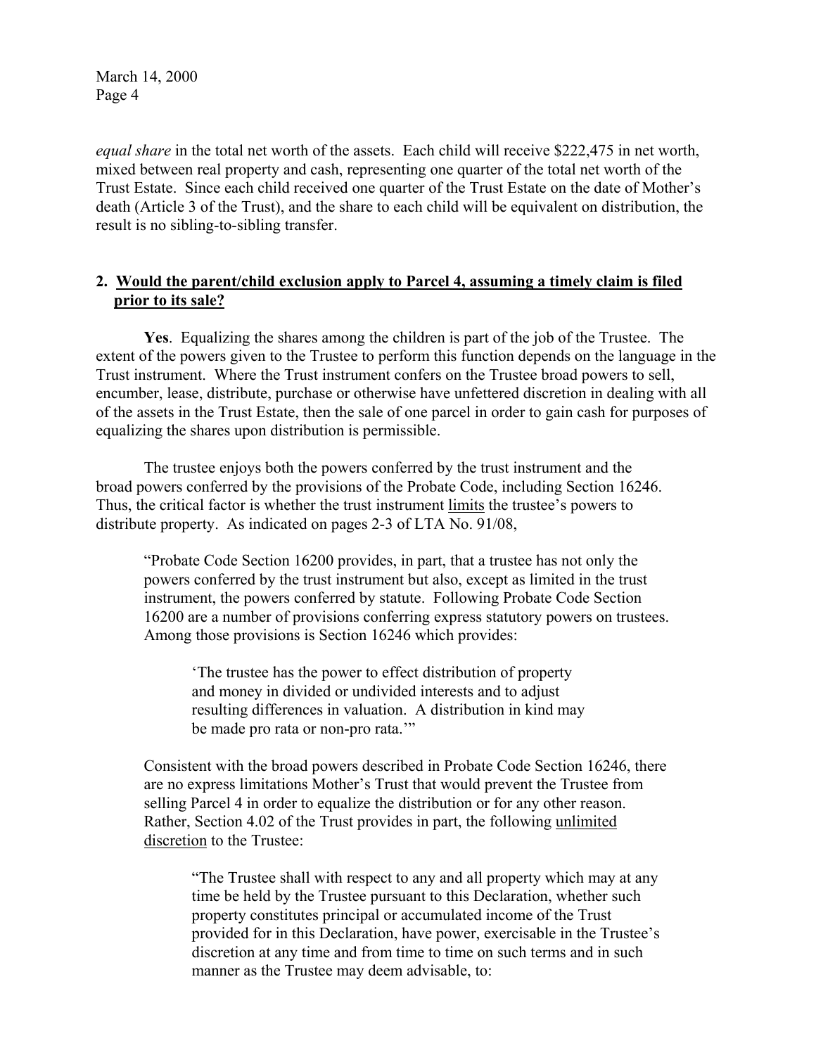*equal share* in the total net worth of the assets. Each child will receive $222,475 in net worth, mixed between real property and cash, representing one quarter of the total net worth of the Trust Estate. Since each child received one quarter of the Trust Estate on the date of Mother's death (Article 3 of the Trust), and the share to each child will be equivalent on distribution, the result is no sibling-to-sibling transfer.

**2. <u>Would the parent/child exclusion apply to Parcel 4, assuming a timely claim is filed prior to its sale?</u>**

**Yes**. Equalizing the shares among the children is part of the job of the Trustee. The extent of the powers given to the Trustee to perform this function depends on the language in the Trust instrument. Where the Trust instrument confers on the Trustee broad powers to sell, encumber, lease, distribute, purchase or otherwise have unfettered discretion in dealing with all of the assets in the Trust Estate, then the sale of one parcel in order to gain cash for purposes of equalizing the shares upon distribution is permissible.

The trustee enjoys both the powers conferred by the trust instrument and the broad powers conferred by the provisions of the Probate Code, including Section 16246. Thus, the critical factor is whether the trust instrument <u>limits</u> the trustee's powers to distribute property. As indicated on pages 2-3 of LTA No. 91/08,

> "Probate Code Section 16200 provides, in part, that a trustee has not only the powers conferred by the trust instrument but also, except as limited in the trust instrument, the powers conferred by statute. Following Probate Code Section 16200 are a number of provisions conferring express statutory powers on trustees. Among those provisions is Section 16246 which provides:
>
> > 'The trustee has the power to effect distribution of property and money in divided or undivided interests and to adjust resulting differences in valuation. A distribution in kind may be made pro rata or non-pro rata.'"
>
> Consistent with the broad powers described in Probate Code Section 16246, there are no express limitations Mother's Trust that would prevent the Trustee from selling Parcel 4 in order to equalize the distribution or for any other reason. Rather, Section 4.02 of the Trust provides in part, the following <u>unlimited discretion</u> to the Trustee:
>
> > "The Trustee shall with respect to any and all property which may at any time be held by the Trustee pursuant to this Declaration, whether such property constitutes principal or accumulated income of the Trust provided for in this Declaration, have power, exercisable in the Trustee's discretion at any time and from time to time on such terms and in such manner as the Trustee may deem advisable, to: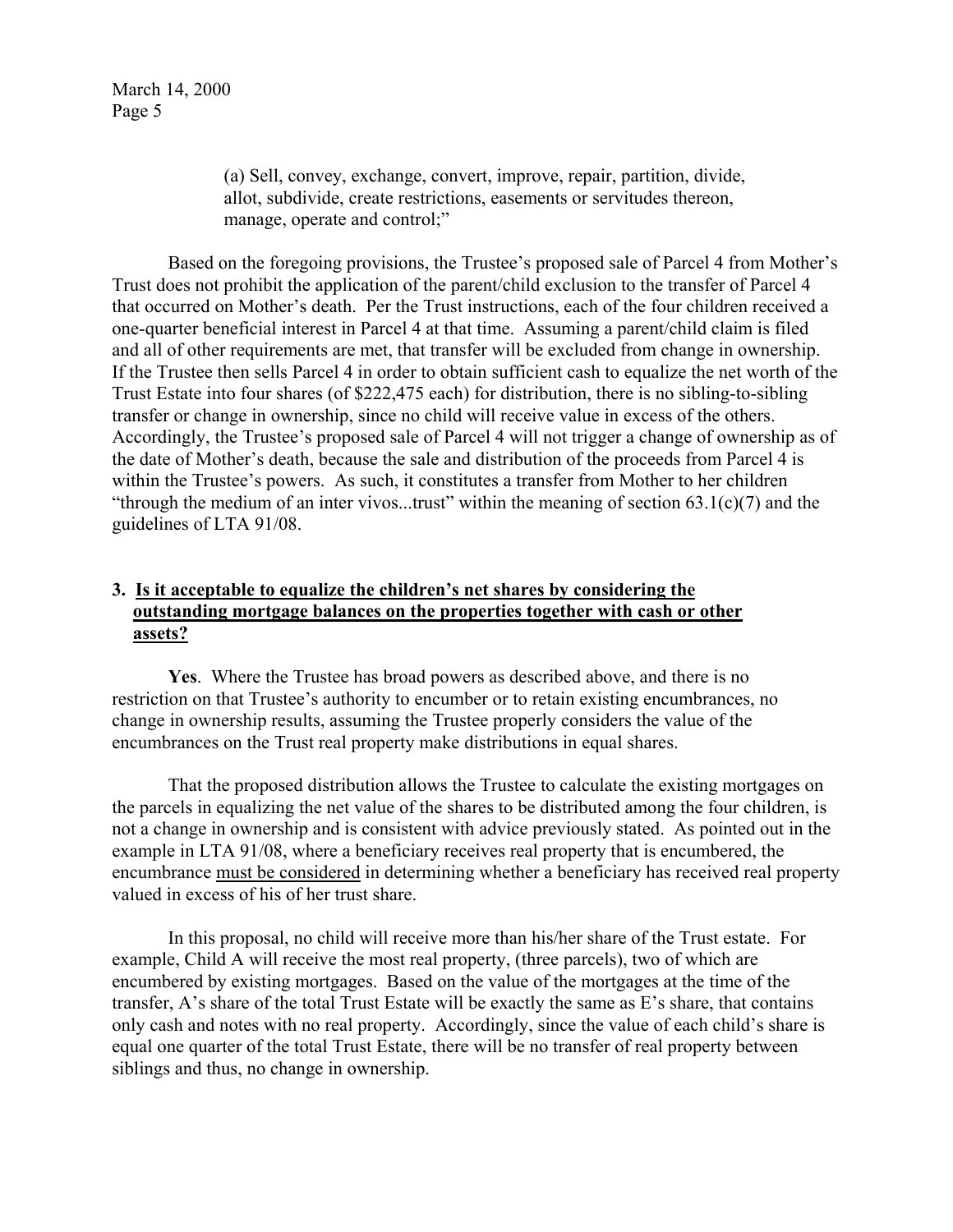(a) Sell, convey, exchange, convert, improve, repair, partition, divide, allot, subdivide, create restrictions, easements or servitudes thereon, manage, operate and control;"

Based on the foregoing provisions, the Trustee's proposed sale of Parcel 4 from Mother's Trust does not prohibit the application of the parent/child exclusion to the transfer of Parcel 4 that occurred on Mother's death. Per the Trust instructions, each of the four children received a one-quarter beneficial interest in Parcel 4 at that time. Assuming a parent/child claim is filed and all of other requirements are met, that transfer will be excluded from change in ownership. If the Trustee then sells Parcel 4 in order to obtain sufficient cash to equalize the net worth of the Trust Estate into four shares (of $222,475 each) for distribution, there is no sibling-to-sibling transfer or change in ownership, since no child will receive value in excess of the others. Accordingly, the Trustee's proposed sale of Parcel 4 will not trigger a change of ownership as of the date of Mother's death, because the sale and distribution of the proceeds from Parcel 4 is within the Trustee's powers. As such, it constitutes a transfer from Mother to her children "through the medium of an inter vivos...trust" within the meaning of section 63.1(c)(7) and the guidelines of LTA 91/08.

### 3. <u>Is it acceptable to equalize the children's net shares by considering the outstanding mortgage balances on the properties together with cash or other assets?</u>

**Yes**. Where the Trustee has broad powers as described above, and there is no restriction on that Trustee's authority to encumber or to retain existing encumbrances, no change in ownership results, assuming the Trustee properly considers the value of the encumbrances on the Trust real property make distributions in equal shares.

That the proposed distribution allows the Trustee to calculate the existing mortgages on the parcels in equalizing the net value of the shares to be distributed among the four children, is not a change in ownership and is consistent with advice previously stated. As pointed out in the example in LTA 91/08, where a beneficiary receives real property that is encumbered, the encumbrance <u>must be considered</u> in determining whether a beneficiary has received real property valued in excess of his of her trust share.

In this proposal, no child will receive more than his/her share of the Trust estate. For example, Child A will receive the most real property, (three parcels), two of which are encumbered by existing mortgages. Based on the value of the mortgages at the time of the transfer, A's share of the total Trust Estate will be exactly the same as E's share, that contains only cash and notes with no real property. Accordingly, since the value of each child's share is equal one quarter of the total Trust Estate, there will be no transfer of real property between siblings and thus, no change in ownership.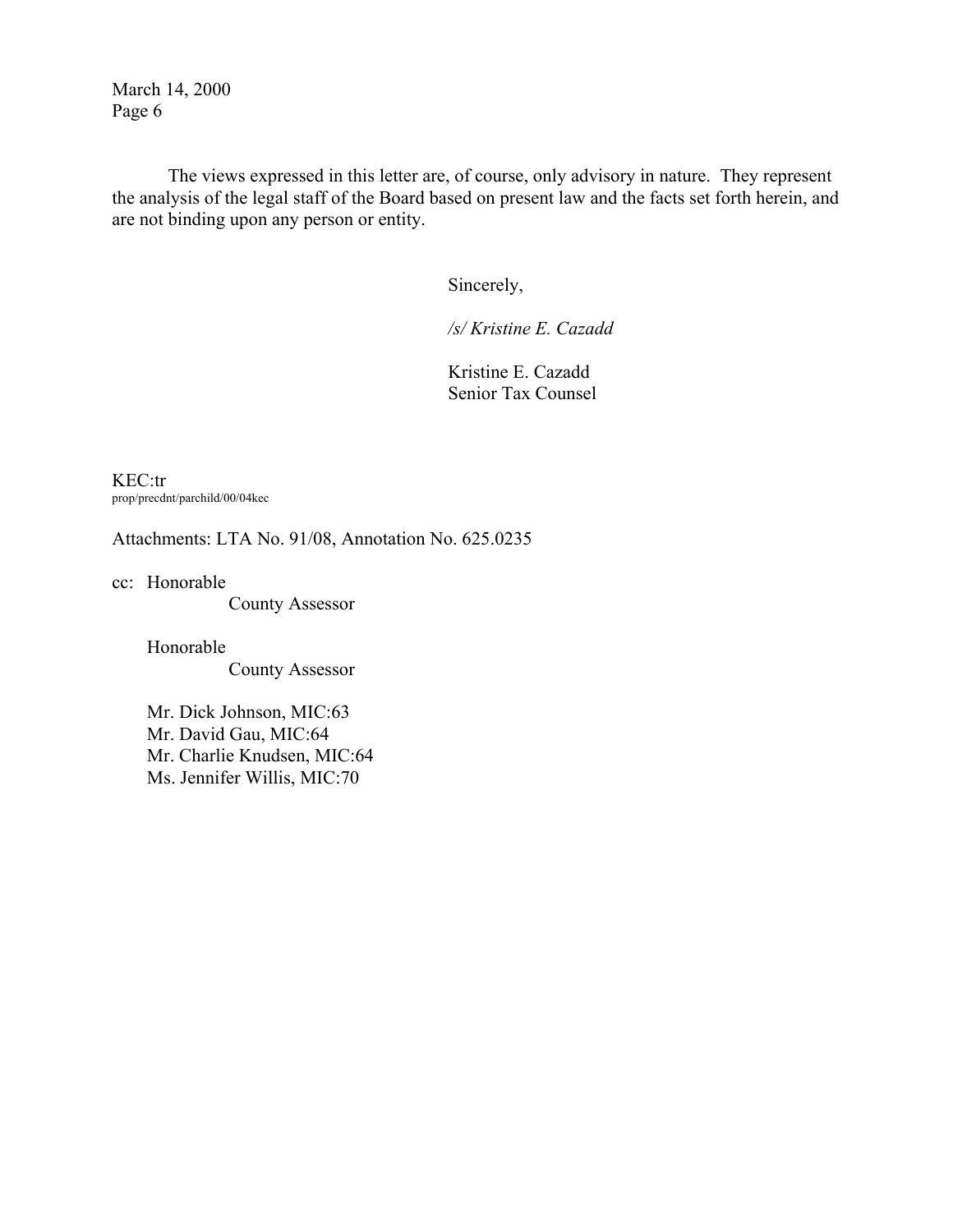The views expressed in this letter are, of course, only advisory in nature. They represent the analysis of the legal staff of the Board based on present law and the facts set forth herein, and are not binding upon any person or entity.

Sincerely,

*/s/ Kristine E. Cazadd*

Kristine E. Cazadd
Senior Tax Counsel

KEC:tr
prop/precdnt/parchild/00/04kec

Attachments: LTA No. 91/08, Annotation No. 625.0235

cc: Honorable
County Assessor

Honorable
County Assessor

Mr. Dick Johnson, MIC:63
Mr. David Gau, MIC:64
Mr. Charlie Knudsen, MIC:64
Ms. Jennifer Willis, MIC:70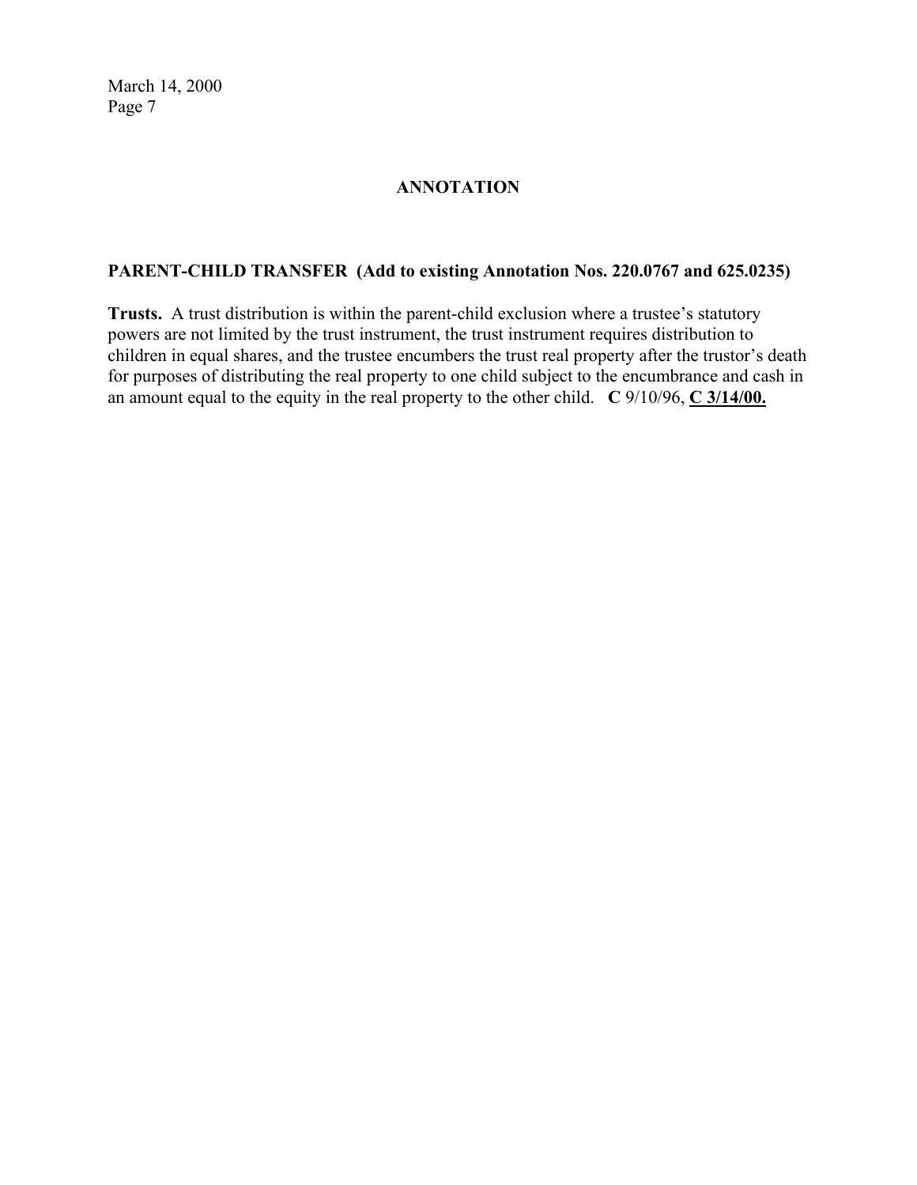## ANNOTATION

**PARENT-CHILD TRANSFER (Add to existing Annotation Nos. 220.0767 and 625.0235)**

**Trusts.** A trust distribution is within the parent-child exclusion where a trustee's statutory powers are not limited by the trust instrument, the trust instrument requires distribution to children in equal shares, and the trustee encumbers the trust real property after the trustor's death for purposes of distributing the real property to one child subject to the encumbrance and cash in an amount equal to the equity in the real property to the other child. **C** 9/10/96, **C 3/14/00.**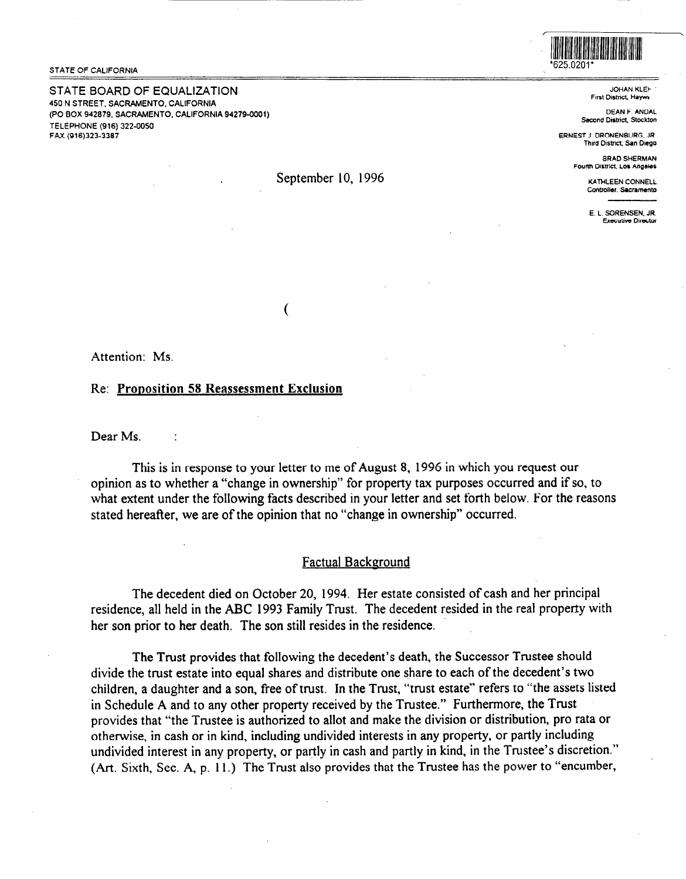STATE OF CALIFORNIA

*625.0201*

STATE BOARD OF EQUALIZATION
450 N STREET, SACRAMENTO, CALIFORNIA
(PO BOX 942879, SACRAMENTO, CALIFORNIA 94279-0001)
TELEPHONE (916) 322-0050
FAX (916)323-3387

JOHAN KLEH
First District, Hayward

DEAN F. ANDAL
Second District, Stockton

ERNEST J. DRONENBURG, JR.
Third District, San Diego

BRAD SHERMAN
Fourth District, Los Angeles

KATHLEEN CONNELL
Controller, Sacramento

E. L. SORENSEN, JR.
Executive Director

September 10, 1996

(

Attention: Ms.

Re: **Proposition 58 Reassessment Exclusion**

Dear Ms. :

This is in response to your letter to me of August 8, 1996 in which you request our opinion as to whether a "change in ownership" for property tax purposes occurred and if so, to what extent under the following facts described in your letter and set forth below. For the reasons stated hereafter, we are of the opinion that no "change in ownership" occurred.

## Factual Background

The decedent died on October 20, 1994. Her estate consisted of cash and her principal residence, all held in the ABC 1993 Family Trust. The decedent resided in the real property with her son prior to her death. The son still resides in the residence.

The Trust provides that following the decedent's death, the Successor Trustee should divide the trust estate into equal shares and distribute one share to each of the decedent's two children, a daughter and a son, free of trust. In the Trust, "trust estate" refers to "the assets listed in Schedule A and to any other property received by the Trustee." Furthermore, the Trust provides that "the Trustee is authorized to allot and make the division or distribution, pro rata or otherwise, in cash or in kind, including undivided interests in any property, or partly including undivided interest in any property, or partly in cash and partly in kind, in the Trustee's discretion." (Art. Sixth, Sec. A, p. 11.) The Trust also provides that the Trustee has the power to "encumber,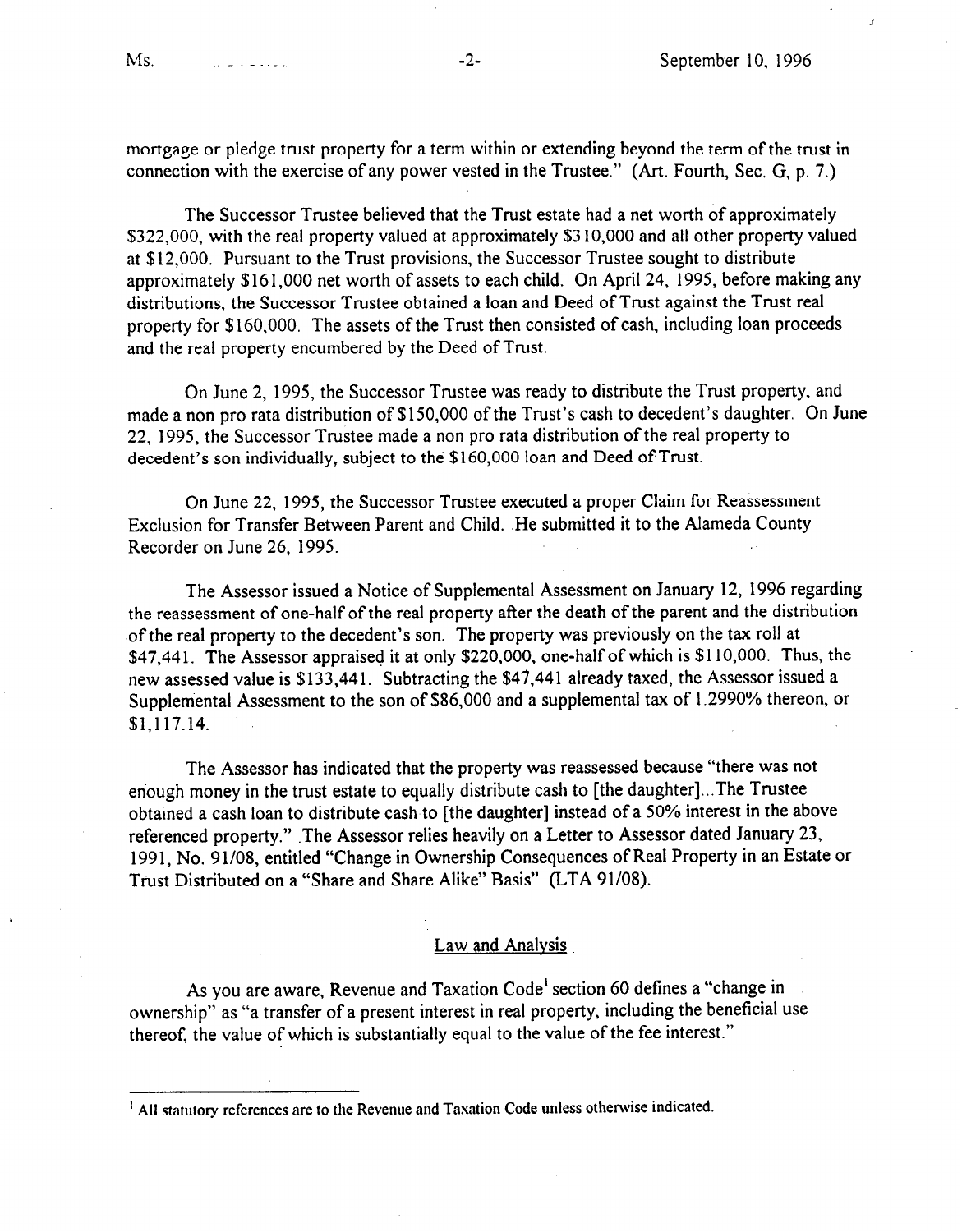mortgage or pledge trust property for a term within or extending beyond the term of the trust in connection with the exercise of any power vested in the Trustee." (Art. Fourth, Sec. G, p. 7.)

The Successor Trustee believed that the Trust estate had a net worth of approximately $322,000, with the real property valued at approximately $310,000 and all other property valued at $12,000. Pursuant to the Trust provisions, the Successor Trustee sought to distribute approximately $161,000 net worth of assets to each child. On April 24, 1995, before making any distributions, the Successor Trustee obtained a loan and Deed of Trust against the Trust real property for $160,000. The assets of the Trust then consisted of cash, including loan proceeds and the real property encumbered by the Deed of Trust.

On June 2, 1995, the Successor Trustee was ready to distribute the Trust property, and made a non pro rata distribution of $150,000 of the Trust's cash to decedent's daughter. On June 22, 1995, the Successor Trustee made a non pro rata distribution of the real property to decedent's son individually, subject to the $160,000 loan and Deed of Trust.

On June 22, 1995, the Successor Trustee executed a proper Claim for Reassessment Exclusion for Transfer Between Parent and Child. He submitted it to the Alameda County Recorder on June 26, 1995.

The Assessor issued a Notice of Supplemental Assessment on January 12, 1996 regarding the reassessment of one-half of the real property after the death of the parent and the distribution of the real property to the decedent's son. The property was previously on the tax roll at $47,441. The Assessor appraised it at only $220,000, one-half of which is $110,000. Thus, the new assessed value is $133,441. Subtracting the $47,441 already taxed, the Assessor issued a Supplemental Assessment to the son of $86,000 and a supplemental tax of 1.2990% thereon, or $1,117.14.

The Assessor has indicated that the property was reassessed because "there was not enough money in the trust estate to equally distribute cash to [the daughter]...The Trustee obtained a cash loan to distribute cash to [the daughter] instead of a 50% interest in the above referenced property." The Assessor relies heavily on a Letter to Assessor dated January 23, 1991, No. 91/08, entitled "Change in Ownership Consequences of Real Property in an Estate or Trust Distributed on a "Share and Share Alike" Basis" (LTA 91/08).

## Law and Analysis

As you are aware, Revenue and Taxation Code[1] section 60 defines a "change in ownership" as "a transfer of a present interest in real property, including the beneficial use thereof, the value of which is substantially equal to the value of the fee interest."

[1] All statutory references are to the Revenue and Taxation Code unless otherwise indicated.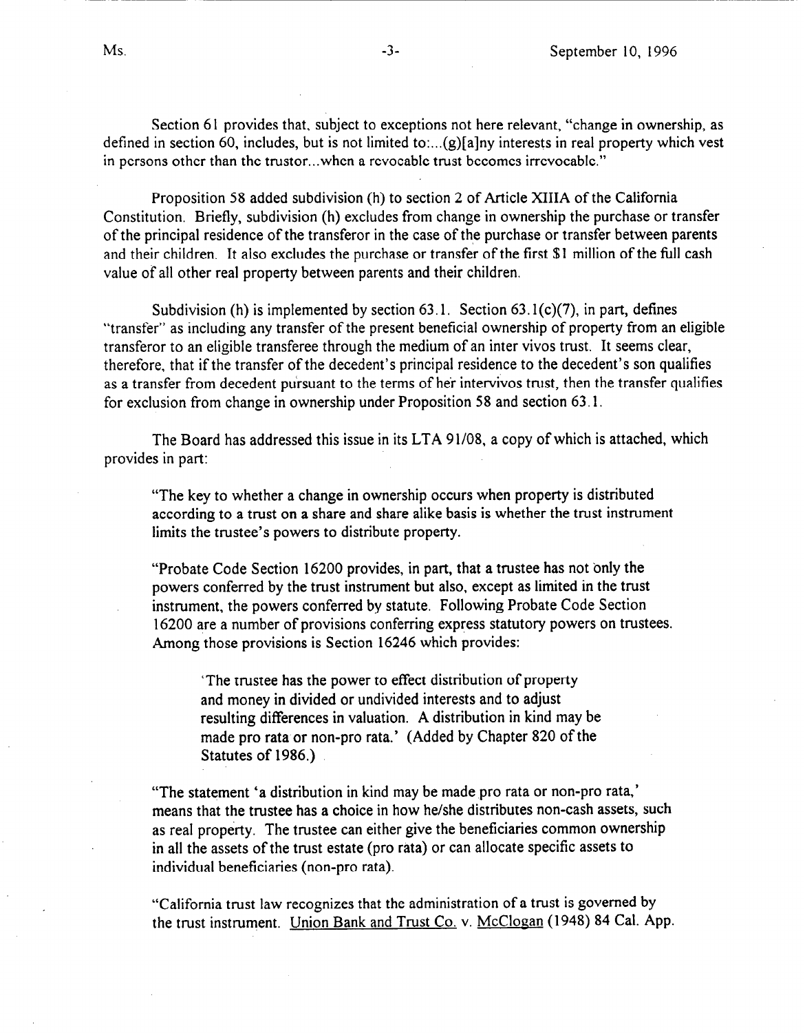Section 61 provides that, subject to exceptions not here relevant, "change in ownership, as defined in section 60, includes, but is not limited to:...(g)[a]ny interests in real property which vest in persons other than the trustor...when a revocable trust becomes irrevocable."

Proposition 58 added subdivision (h) to section 2 of Article XIIIA of the California Constitution. Briefly, subdivision (h) excludes from change in ownership the purchase or transfer of the principal residence of the transferor in the case of the purchase or transfer between parents and their children. It also excludes the purchase or transfer of the first $1 million of the full cash value of all other real property between parents and their children.

Subdivision (h) is implemented by section 63.1. Section 63.1(c)(7), in part, defines "transfer" as including any transfer of the present beneficial ownership of property from an eligible transferor to an eligible transferee through the medium of an inter vivos trust. It seems clear, therefore, that if the transfer of the decedent's principal residence to the decedent's son qualifies as a transfer from decedent pursuant to the terms of her intervivos trust, then the transfer qualifies for exclusion from change in ownership under Proposition 58 and section 63.1.

The Board has addressed this issue in its LTA 91/08, a copy of which is attached, which provides in part:

> "The key to whether a change in ownership occurs when property is distributed according to a trust on a share and share alike basis is whether the trust instrument limits the trustee's powers to distribute property.
>
> "Probate Code Section 16200 provides, in part, that a trustee has not only the powers conferred by the trust instrument but also, except as limited in the trust instrument, the powers conferred by statute. Following Probate Code Section 16200 are a number of provisions conferring express statutory powers on trustees. Among those provisions is Section 16246 which provides:
>
> > 'The trustee has the power to effect distribution of property and money in divided or undivided interests and to adjust resulting differences in valuation. A distribution in kind may be made pro rata or non-pro rata.' (Added by Chapter 820 of the Statutes of 1986.)
>
> "The statement 'a distribution in kind may be made pro rata or non-pro rata,' means that the trustee has a choice in how he/she distributes non-cash assets, such as real property. The trustee can either give the beneficiaries common ownership in all the assets of the trust estate (pro rata) or can allocate specific assets to individual beneficiaries (non-pro rata).
>
> "California trust law recognizes that the administration of a trust is governed by the trust instrument. Union Bank and Trust Co. v. McClogan (1948) 84 Cal. App.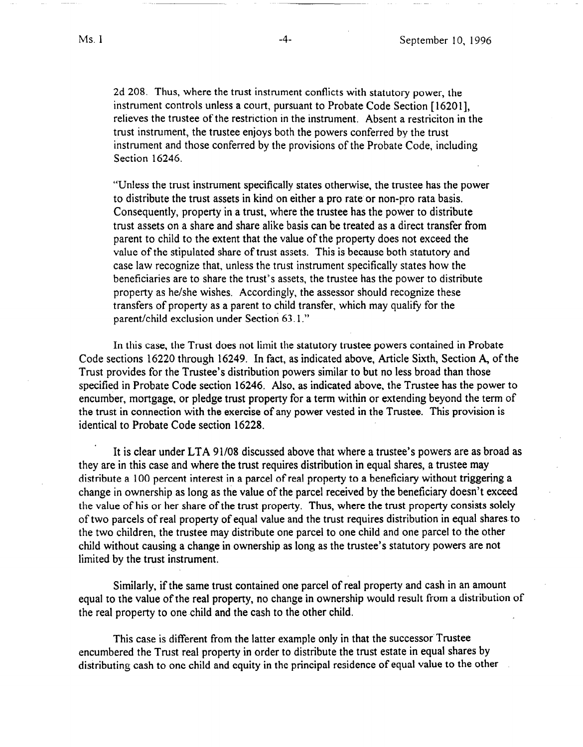2d 208. Thus, where the trust instrument conflicts with statutory power, the instrument controls unless a court, pursuant to Probate Code Section [16201], relieves the trustee of the restriction in the instrument. Absent a restriciton in the trust instrument, the trustee enjoys both the powers conferred by the trust instrument and those conferred by the provisions of the Probate Code, including Section 16246.

"Unless the trust instrument specifically states otherwise, the trustee has the power to distribute the trust assets in kind on either a pro rate or non-pro rata basis. Consequently, property in a trust, where the trustee has the power to distribute trust assets on a share and share alike basis can be treated as a direct transfer from parent to child to the extent that the value of the property does not exceed the value of the stipulated share of trust assets. This is because both statutory and case law recognize that, unless the trust instrument specifically states how the beneficiaries are to share the trust's assets, the trustee has the power to distribute property as he/she wishes. Accordingly, the assessor should recognize these transfers of property as a parent to child transfer, which may qualify for the parent/child exclusion under Section 63.1."

In this case, the Trust does not limit the statutory trustee powers contained in Probate Code sections 16220 through 16249. In fact, as indicated above, Article Sixth, Section A, of the Trust provides for the Trustee's distribution powers similar to but no less broad than those specified in Probate Code section 16246. Also, as indicated above, the Trustee has the power to encumber, mortgage, or pledge trust property for a term within or extending beyond the term of the trust in connection with the exercise of any power vested in the Trustee. This provision is identical to Probate Code section 16228.

It is clear under LTA 91/08 discussed above that where a trustee's powers are as broad as they are in this case and where the trust requires distribution in equal shares, a trustee may distribute a 100 percent interest in a parcel of real property to a beneficiary without triggering a change in ownership as long as the value of the parcel received by the beneficiary doesn't exceed the value of his or her share of the trust property. Thus, where the trust property consists solely of two parcels of real property of equal value and the trust requires distribution in equal shares to the two children, the trustee may distribute one parcel to one child and one parcel to the other child without causing a change in ownership as long as the trustee's statutory powers are not limited by the trust instrument.

Similarly, if the same trust contained one parcel of real property and cash in an amount equal to the value of the real property, no change in ownership would result from a distribution of the real property to one child and the cash to the other child.

This case is different from the latter example only in that the successor Trustee encumbered the Trust real property in order to distribute the trust estate in equal shares by distributing cash to one child and equity in the principal residence of equal value to the other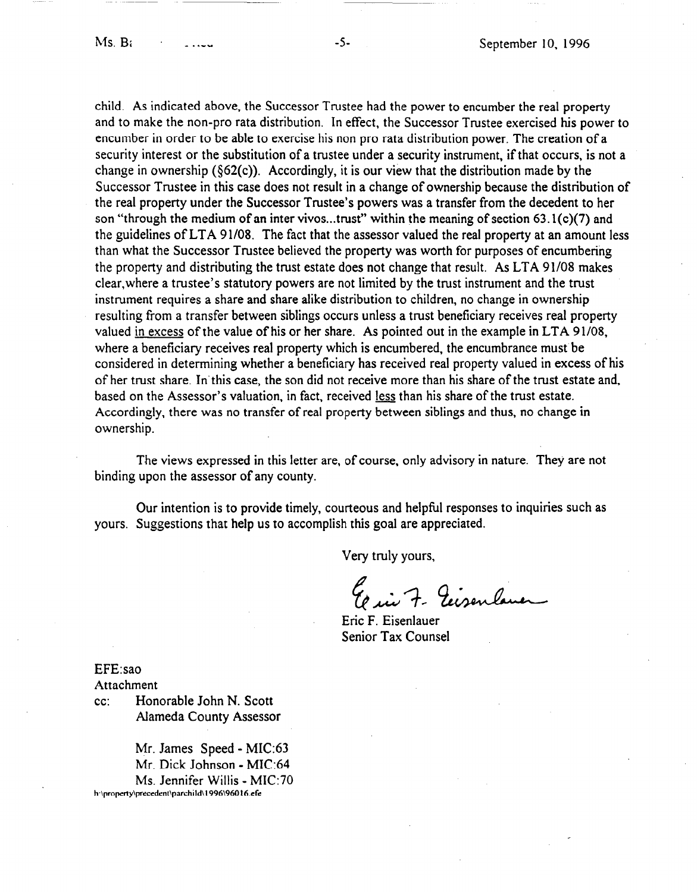child. As indicated above, the Successor Trustee had the power to encumber the real property and to make the non-pro rata distribution. In effect, the Successor Trustee exercised his power to encumber in order to be able to exercise his non pro rata distribution power. The creation of a security interest or the substitution of a trustee under a security instrument, if that occurs, is not a change in ownership (§62(c)). Accordingly, it is our view that the distribution made by the Successor Trustee in this case does not result in a change of ownership because the distribution of the real property under the Successor Trustee's powers was a transfer from the decedent to her son "through the medium of an inter vivos...trust" within the meaning of section 63.1(c)(7) and the guidelines of LTA 91/08. The fact that the assessor valued the real property at an amount less than what the Successor Trustee believed the property was worth for purposes of encumbering the property and distributing the trust estate does not change that result. As LTA 91/08 makes clear, where a trustee's statutory powers are not limited by the trust instrument and the trust instrument requires a share and share alike distribution to children, no change in ownership resulting from a transfer between siblings occurs unless a trust beneficiary receives real property valued in excess of the value of his or her share. As pointed out in the example in LTA 91/08, where a beneficiary receives real property which is encumbered, the encumbrance must be considered in determining whether a beneficiary has received real property valued in excess of his of her trust share. In this case, the son did not receive more than his share of the trust estate and, based on the Assessor's valuation, in fact, received less than his share of the trust estate. Accordingly, there was no transfer of real property between siblings and thus, no change in ownership.

The views expressed in this letter are, of course, only advisory in nature. They are not binding upon the assessor of any county.

Our intention is to provide timely, courteous and helpful responses to inquiries such as yours. Suggestions that help us to accomplish this goal are appreciated.

Very truly yours,

Eric F. Eisenlauer

Eric F. Eisenlauer
Senior Tax Counsel

EFE:sao
Attachment
cc: Honorable John N. Scott
Alameda County Assessor

Mr. James Speed - MIC:63
Mr. Dick Johnson - MIC:64
Ms. Jennifer Willis - MIC:70

h:\property\precedent\parchild\1996\96016.efe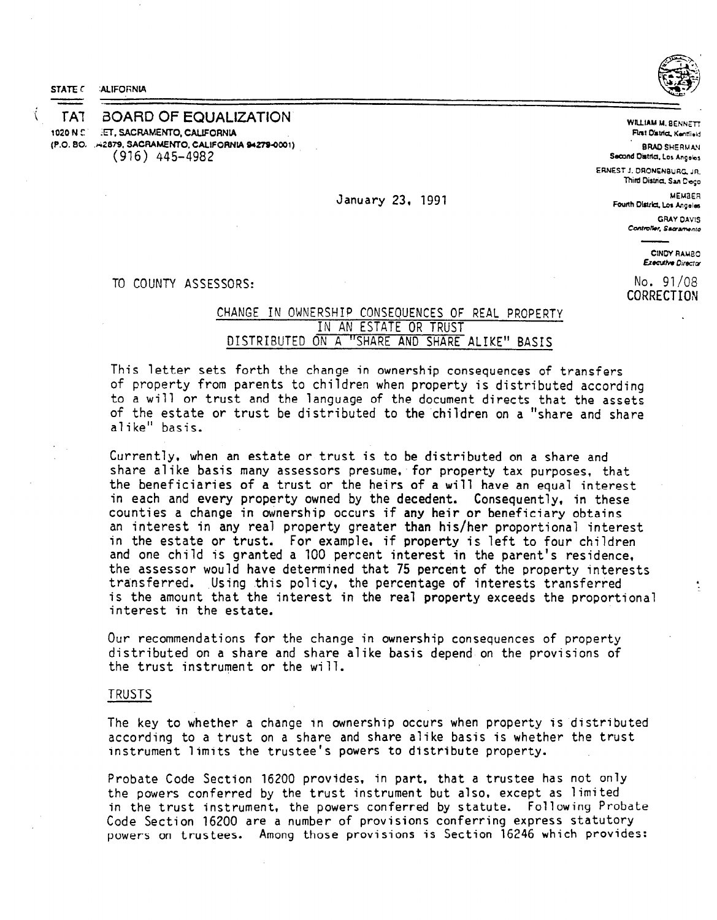STATE OF CALIFORNIA

# STATE BOARD OF EQUALIZATION

1020 N STREET, SACRAMENTO, CALIFORNIA
(P.O. BOX 942879, SACRAMENTO, CALIFORNIA 94279-0001)
(916) 445-4982

WILLIAM M. BENNETT
First District, Kentfield

BRAD SHERMAN
Second District, Los Angeles

ERNEST J. DRONENBURG, JR.
Third District, San Diego

MEMBER
Fourth District, Los Angeles

GRAY DAVIS
Controller, Sacramento

CINDY RAMBO
Executive Director

January 23, 1991

TO COUNTY ASSESSORS:

No. 91/08
CORRECTION

## CHANGE IN OWNERSHIP CONSEQUENCES OF REAL PROPERTY IN AN ESTATE OR TRUST DISTRIBUTED ON A "SHARE AND SHARE ALIKE" BASIS

This letter sets forth the change in ownership consequences of transfers of property from parents to children when property is distributed according to a will or trust and the language of the document directs that the assets of the estate or trust be distributed to the children on a "share and share alike" basis.

Currently, when an estate or trust is to be distributed on a share and share alike basis many assessors presume, for property tax purposes, that the beneficiaries of a trust or the heirs of a will have an equal interest in each and every property owned by the decedent. Consequently, in these counties a change in ownership occurs if any heir or beneficiary obtains an interest in any real property greater than his/her proportional interest in the estate or trust. For example, if property is left to four children and one child is granted a 100 percent interest in the parent's residence, the assessor would have determined that 75 percent of the property interests transferred. Using this policy, the percentage of interests transferred is the amount that the interest in the real property exceeds the proportional interest in the estate.

Our recommendations for the change in ownership consequences of property distributed on a share and share alike basis depend on the provisions of the trust instrument or the will.

### TRUSTS

The key to whether a change in ownership occurs when property is distributed according to a trust on a share and share alike basis is whether the trust instrument limits the trustee's powers to distribute property.

Probate Code Section 16200 provides, in part, that a trustee has not only the powers conferred by the trust instrument but also, except as limited in the trust instrument, the powers conferred by statute. Following Probate Code Section 16200 are a number of provisions conferring express statutory powers on trustees. Among those provisions is Section 16246 which provides: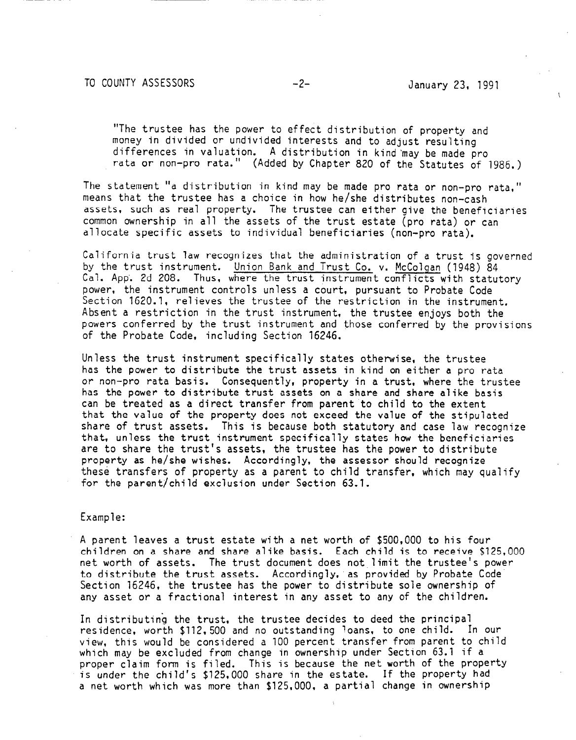"The trustee has the power to effect distribution of property and money in divided or undivided interests and to adjust resulting differences in valuation. A distribution in kind may be made pro rata or non-pro rata." (Added by Chapter 820 of the Statutes of 1986.)

The statement "a distribution in kind may be made pro rata or non-pro rata," means that the trustee has a choice in how he/she distributes non-cash assets, such as real property. The trustee can either give the beneficiaries common ownership in all the assets of the trust estate (pro rata) or can allocate specific assets to individual beneficiaries (non-pro rata).

California trust law recognizes that the administration of a trust is governed by the trust instrument. Union Bank and Trust Co. v. McColgan (1948) 84 Cal. App. 2d 208. Thus, where the trust instrument conflicts with statutory power, the instrument controls unless a court, pursuant to Probate Code Section 1620.1, relieves the trustee of the restriction in the instrument. Absent a restriction in the trust instrument, the trustee enjoys both the powers conferred by the trust instrument and those conferred by the provisions of the Probate Code, including Section 16246.

Unless the trust instrument specifically states otherwise, the trustee has the power to distribute the trust assets in kind on either a pro rata or non-pro rata basis. Consequently, property in a trust, where the trustee has the power to distribute trust assets on a share and share alike basis can be treated as a direct transfer from parent to child to the extent that the value of the property does not exceed the value of the stipulated share of trust assets. This is because both statutory and case law recognize that, unless the trust instrument specifically states how the beneficiaries are to share the trust's assets, the trustee has the power to distribute property as he/she wishes. Accordingly, the assessor should recognize these transfers of property as a parent to child transfer, which may qualify for the parent/child exclusion under Section 63.1.

Example:

A parent leaves a trust estate with a net worth of $500,000 to his four children on a share and share alike basis. Each child is to receive $125,000 net worth of assets. The trust document does not limit the trustee's power to distribute the trust assets. Accordingly, as provided by Probate Code Section 16246, the trustee has the power to distribute sole ownership of any asset or a fractional interest in any asset to any of the children.

In distributing the trust, the trustee decides to deed the principal residence, worth $112,500 and no outstanding loans, to one child. In our view, this would be considered a 100 percent transfer from parent to child which may be excluded from change in ownership under Section 63.1 if a proper claim form is filed. This is because the net worth of the property is under the child's $125,000 share in the estate. If the property had a net worth which was more than $125,000, a partial change in ownership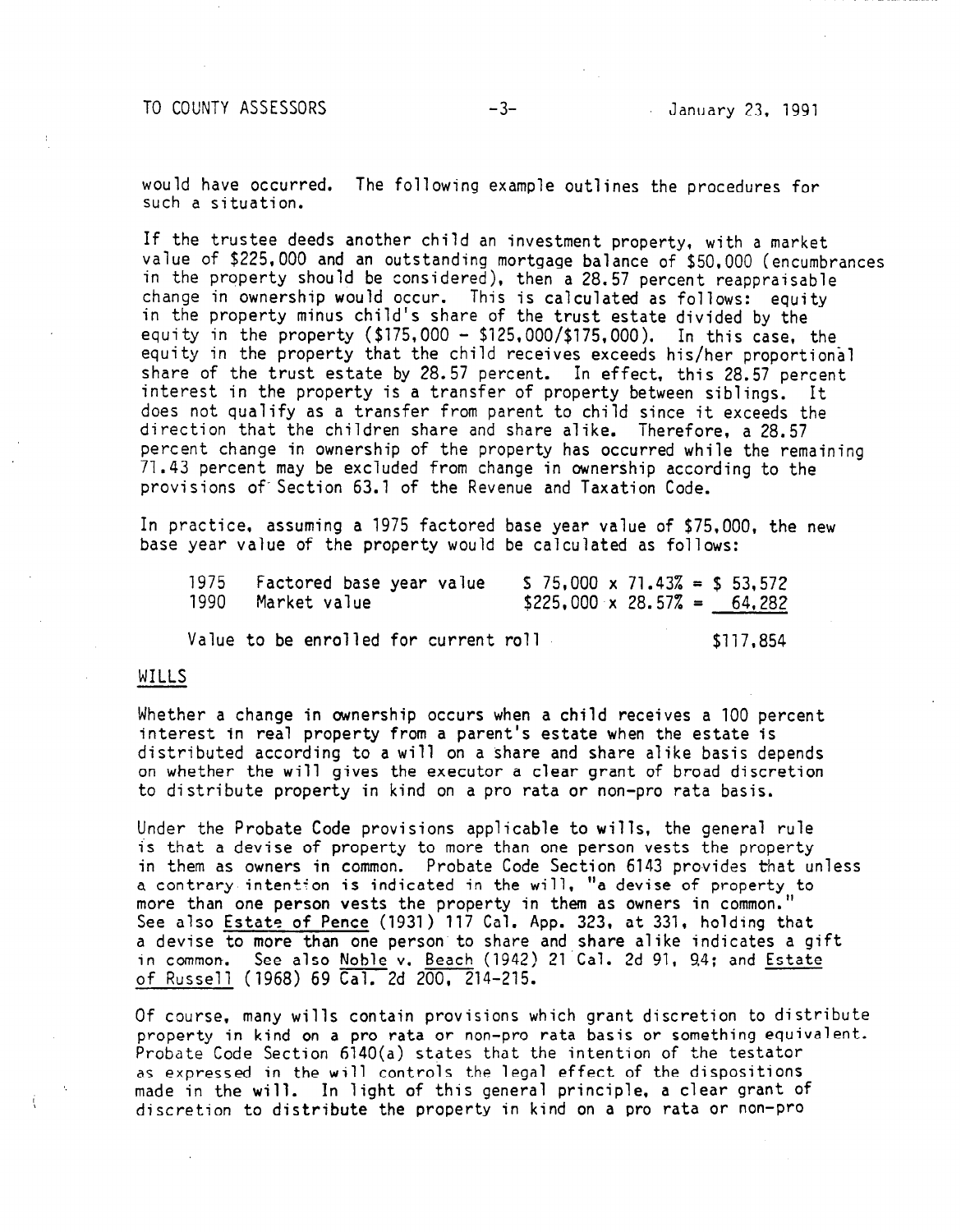would have occurred. The following example outlines the procedures for such a situation.

If the trustee deeds another child an investment property, with a market value of $225,000 and an outstanding mortgage balance of $50,000 (encumbrances in the property should be considered), then a 28.57 percent reappraisable change in ownership would occur. This is calculated as follows: equity in the property minus child's share of the trust estate divided by the equity in the property ($175,000 - $125,000/$175,000). In this case, the equity in the property that the child receives exceeds his/her proportional share of the trust estate by 28.57 percent. In effect, this 28.57 percent interest in the property is a transfer of property between siblings. It does not qualify as a transfer from parent to child since it exceeds the direction that the children share and share alike. Therefore, a 28.57 percent change in ownership of the property has occurred while the remaining 71.43 percent may be excluded from change in ownership according to the provisions of Section 63.1 of the Revenue and Taxation Code.

In practice, assuming a 1975 factored base year value of $75,000, the new base year value of the property would be calculated as follows:

| | | |
|---|---|---|
| 1975 | Factored base year value | $ 75,000 x 71.43% = $ 53,572 |
| 1990 | Market value | $225,000 x 28.57% = 64,282 |
| Value to be enrolled for current roll | | $117,854 |

## WILLS

Whether a change in ownership occurs when a child receives a 100 percent interest in real property from a parent's estate when the estate is distributed according to a will on a share and share alike basis depends on whether the will gives the executor a clear grant of broad discretion to distribute property in kind on a pro rata or non-pro rata basis.

Under the Probate Code provisions applicable to wills, the general rule is that a devise of property to more than one person vests the property in them as owners in common. Probate Code Section 6143 provides that unless a contrary intention is indicated in the will, "a devise of property to more than one person vests the property in them as owners in common." See also Estate of Pence (1931) 117 Cal. App. 323, at 331, holding that a devise to more than one person to share and share alike indicates a gift in common. See also Noble v. Beach (1942) 21 Cal. 2d 91, 94; and Estate of Russell (1968) 69 Cal. 2d 200, 214-215.

Of course, many wills contain provisions which grant discretion to distribute property in kind on a pro rata or non-pro rata basis or something equivalent. Probate Code Section 6140(a) states that the intention of the testator as expressed in the will controls the legal effect of the dispositions made in the will. In light of this general principle, a clear grant of discretion to distribute the property in kind on a pro rata or non-pro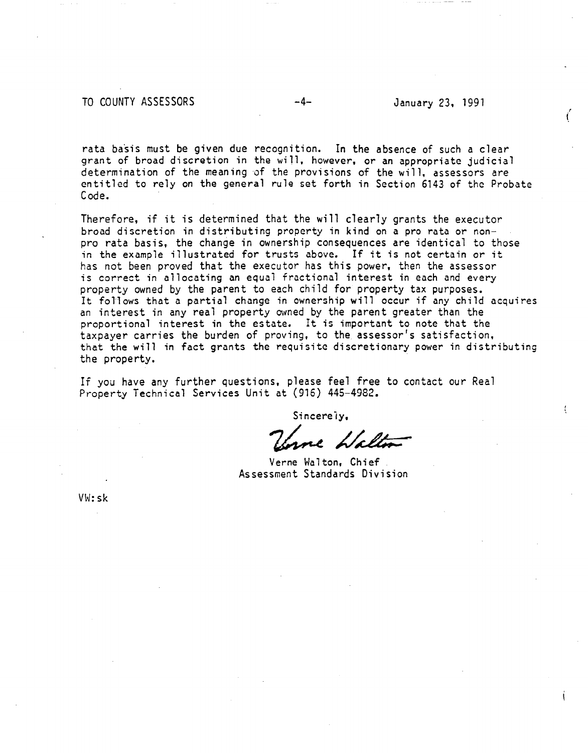rata basis must be given due recognition. In the absence of such a clear grant of broad discretion in the will, however, or an appropriate judicial determination of the meaning of the provisions of the will, assessors are entitled to rely on the general rule set forth in Section 6143 of the Probate Code.

Therefore, if it is determined that the will clearly grants the executor broad discretion in distributing property in kind on a pro rata or non-pro rata basis, the change in ownership consequences are identical to those in the example illustrated for trusts above. If it is not certain or it has not been proved that the executor has this power, then the assessor is correct in allocating an equal fractional interest in each and every property owned by the parent to each child for property tax purposes. It follows that a partial change in ownership will occur if any child acquires an interest in any real property owned by the parent greater than the proportional interest in the estate. It is important to note that the taxpayer carries the burden of proving, to the assessor's satisfaction, that the will in fact grants the requisite discretionary power in distributing the property.

If you have any further questions, please feel free to contact our Real Property Technical Services Unit at (916) 445-4982.

Sincerely,

Verne Walton

Verne Walton, Chief
Assessment Standards Division

VW:sk